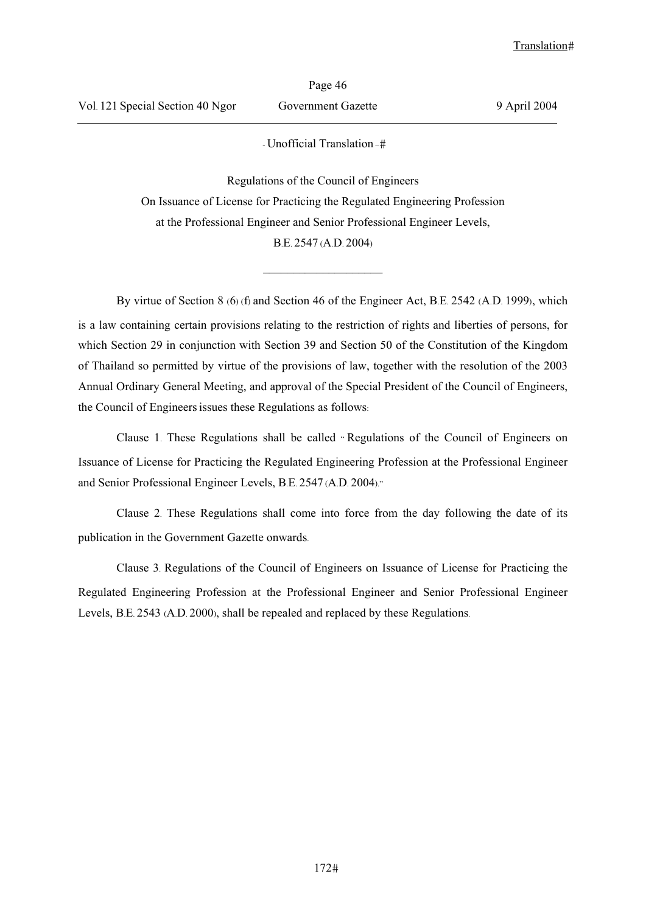- Unofficial Translation -

Regulations of the Council of Engineers
On Issuance of License for Practicing the Regulated Engineering Profession
at the Professional Engineer and Senior Professional Engineer Levels,
B.E. 2547 (A.D. 2004)

---

By virtue of Section 8 (6) (f) and Section 46 of the Engineer Act, B.E. 2542 (A.D. 1999), which is a law containing certain provisions relating to the restriction of rights and liberties of persons, for which Section 29 in conjunction with Section 39 and Section 50 of the Constitution of the Kingdom of Thailand so permitted by virtue of the provisions of law, together with the resolution of the 2003 Annual Ordinary General Meeting, and approval of the Special President of the Council of Engineers, the Council of Engineers issues these Regulations as follows:

Clause 1. These Regulations shall be called "Regulations of the Council of Engineers on Issuance of License for Practicing the Regulated Engineering Profession at the Professional Engineer and Senior Professional Engineer Levels, B.E. 2547 (A.D. 2004)."

Clause 2. These Regulations shall come into force from the day following the date of its publication in the Government Gazette onwards.

Clause 3. Regulations of the Council of Engineers on Issuance of License for Practicing the Regulated Engineering Profession at the Professional Engineer and Senior Professional Engineer Levels, B.E. 2543 (A.D. 2000), shall be repealed and replaced by these Regulations.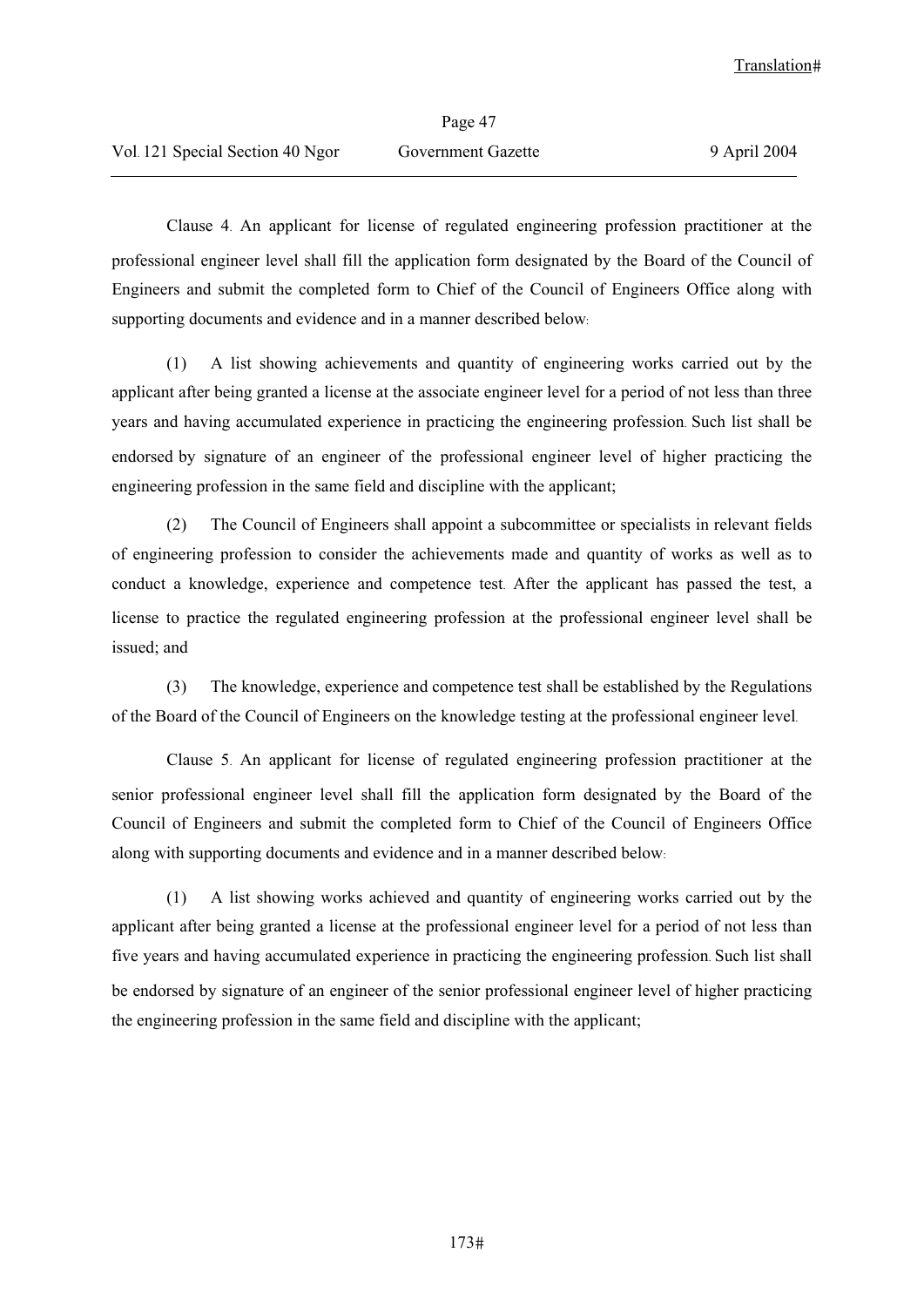Clause 4. An applicant for license of regulated engineering profession practitioner at the professional engineer level shall fill the application form designated by the Board of the Council of Engineers and submit the completed form to Chief of the Council of Engineers Office along with supporting documents and evidence and in a manner described below:

(1) A list showing achievements and quantity of engineering works carried out by the applicant after being granted a license at the associate engineer level for a period of not less than three years and having accumulated experience in practicing the engineering profession. Such list shall be endorsed by signature of an engineer of the professional engineer level of higher practicing the engineering profession in the same field and discipline with the applicant;

(2) The Council of Engineers shall appoint a subcommittee or specialists in relevant fields of engineering profession to consider the achievements made and quantity of works as well as to conduct a knowledge, experience and competence test. After the applicant has passed the test, a license to practice the regulated engineering profession at the professional engineer level shall be issued; and

(3) The knowledge, experience and competence test shall be established by the Regulations of the Board of the Council of Engineers on the knowledge testing at the professional engineer level.

Clause 5. An applicant for license of regulated engineering profession practitioner at the senior professional engineer level shall fill the application form designated by the Board of the Council of Engineers and submit the completed form to Chief of the Council of Engineers Office along with supporting documents and evidence and in a manner described below:

(1) A list showing works achieved and quantity of engineering works carried out by the applicant after being granted a license at the professional engineer level for a period of not less than five years and having accumulated experience in practicing the engineering profession. Such list shall be endorsed by signature of an engineer of the senior professional engineer level of higher practicing the engineering profession in the same field and discipline with the applicant;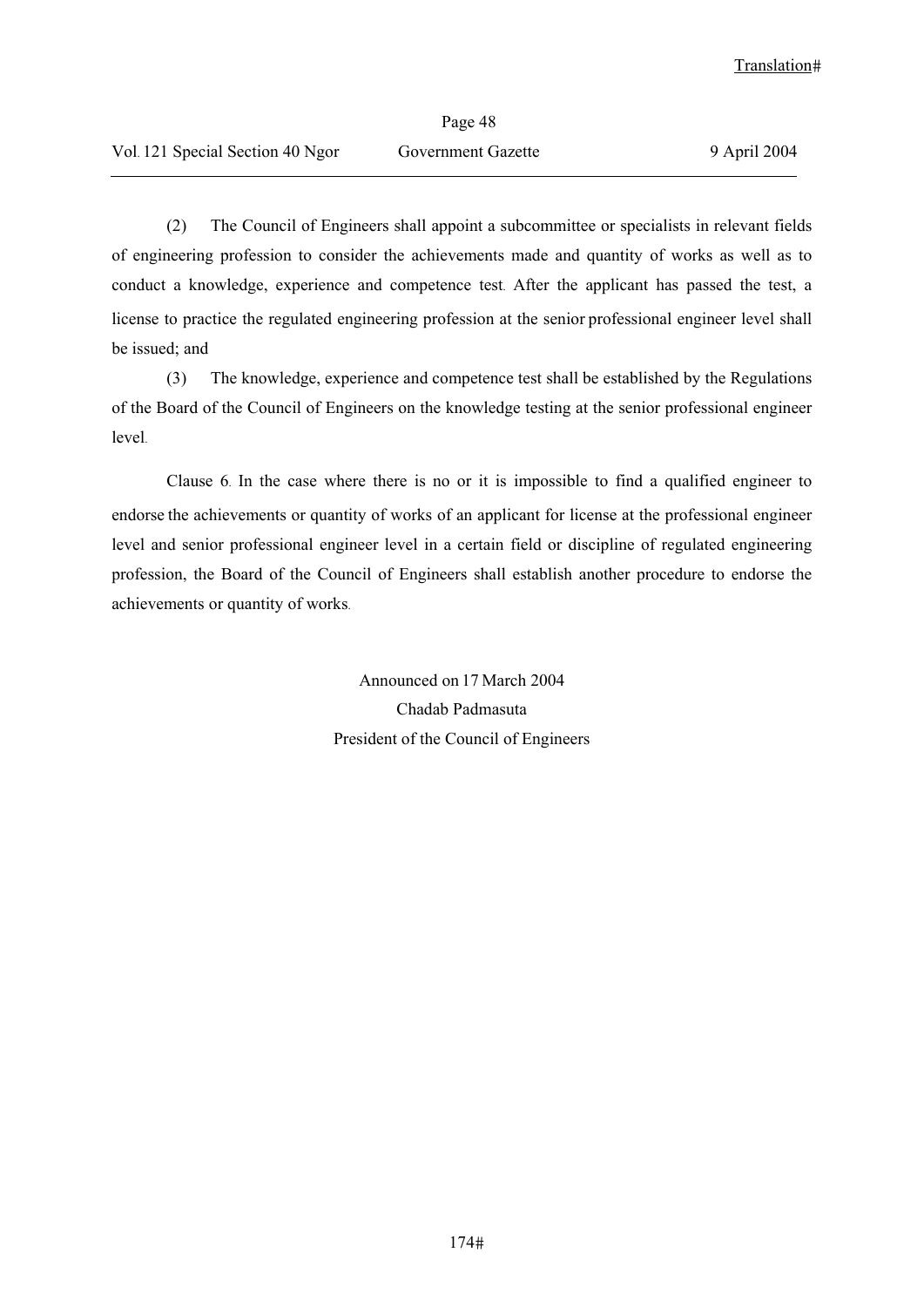(2) The Council of Engineers shall appoint a subcommittee or specialists in relevant fields of engineering profession to consider the achievements made and quantity of works as well as to conduct a knowledge, experience and competence test. After the applicant has passed the test, a license to practice the regulated engineering profession at the senior professional engineer level shall be issued; and

(3) The knowledge, experience and competence test shall be established by the Regulations of the Board of the Council of Engineers on the knowledge testing at the senior professional engineer level.

Clause 6. In the case where there is no or it is impossible to find a qualified engineer to endorse the achievements or quantity of works of an applicant for license at the professional engineer level and senior professional engineer level in a certain field or discipline of regulated engineering profession, the Board of the Council of Engineers shall establish another procedure to endorse the achievements or quantity of works.

Announced on 17 March 2004

Chadab Padmasuta

President of the Council of Engineers